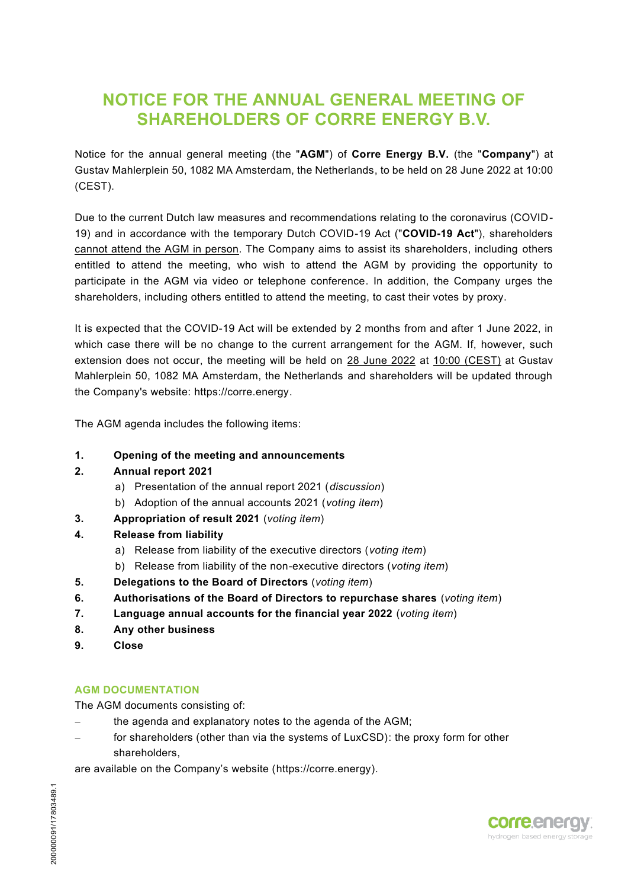# NOTICE FOR THE ANNUAL GENERAL MEETING OF SHAREHOLDERS OF CORRE ENERGY B.V.

Notice for the annual general meeting (the "**AGM**") of **Corre Energy B.V.** (the "**Company**") at Gustav Mahlerplein 50, 1082 MA Amsterdam, the Netherlands, to be held on 28 June 2022 at 10:00 (CEST).

Due to the current Dutch law measures and recommendations relating to the coronavirus (COVID-19) and in accordance with the temporary Dutch COVID-19 Act ("**COVID-19 Act**"), shareholders cannot attend the AGM in person. The Company aims to assist its shareholders, including others entitled to attend the meeting, who wish to attend the AGM by providing the opportunity to participate in the AGM via video or telephone conference. In addition, the Company urges the shareholders, including others entitled to attend the meeting, to cast their votes by proxy.

It is expected that the COVID-19 Act will be extended by 2 months from and after 1 June 2022, in which case there will be no change to the current arrangement for the AGM. If, however, such extension does not occur, the meeting will be held on 28 June 2022 at 10:00 (CEST) at Gustav Mahlerplein 50, 1082 MA Amsterdam, the Netherlands and shareholders will be updated through the Company's website: https://corre.energy.

The AGM agenda includes the following items:

1. **Opening of the meeting and announcements**
2. **Annual report 2021**
   a) Presentation of the annual report 2021 (*discussion*)
   b) Adoption of the annual accounts 2021 (*voting item*)
3. **Appropriation of result 2021** (*voting item*)
4. **Release from liability**
   a) Release from liability of the executive directors (*voting item*)
   b) Release from liability of the non-executive directors (*voting item*)
5. **Delegations to the Board of Directors** (*voting item*)
6. **Authorisations of the Board of Directors to repurchase shares** (*voting item*)
7. **Language annual accounts for the financial year 2022** (*voting item*)
8. **Any other business**
9. **Close**

### AGM DOCUMENTATION

The AGM documents consisting of:

- the agenda and explanatory notes to the agenda of the AGM;
- for shareholders (other than via the systems of LuxCSD): the proxy form for other shareholders,

are available on the Company's website (https://corre.energy).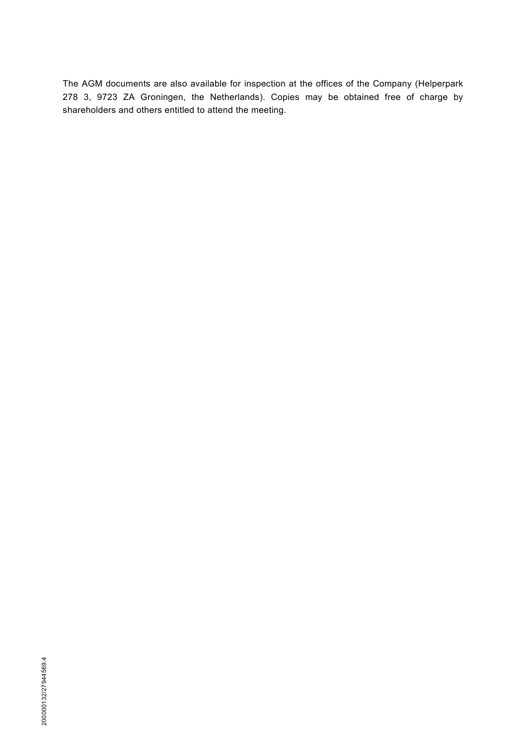The AGM documents are also available for inspection at the offices of the Company (Helperpark 278 3, 9723 ZA Groningen, the Netherlands). Copies may be obtained free of charge by shareholders and others entitled to attend the meeting.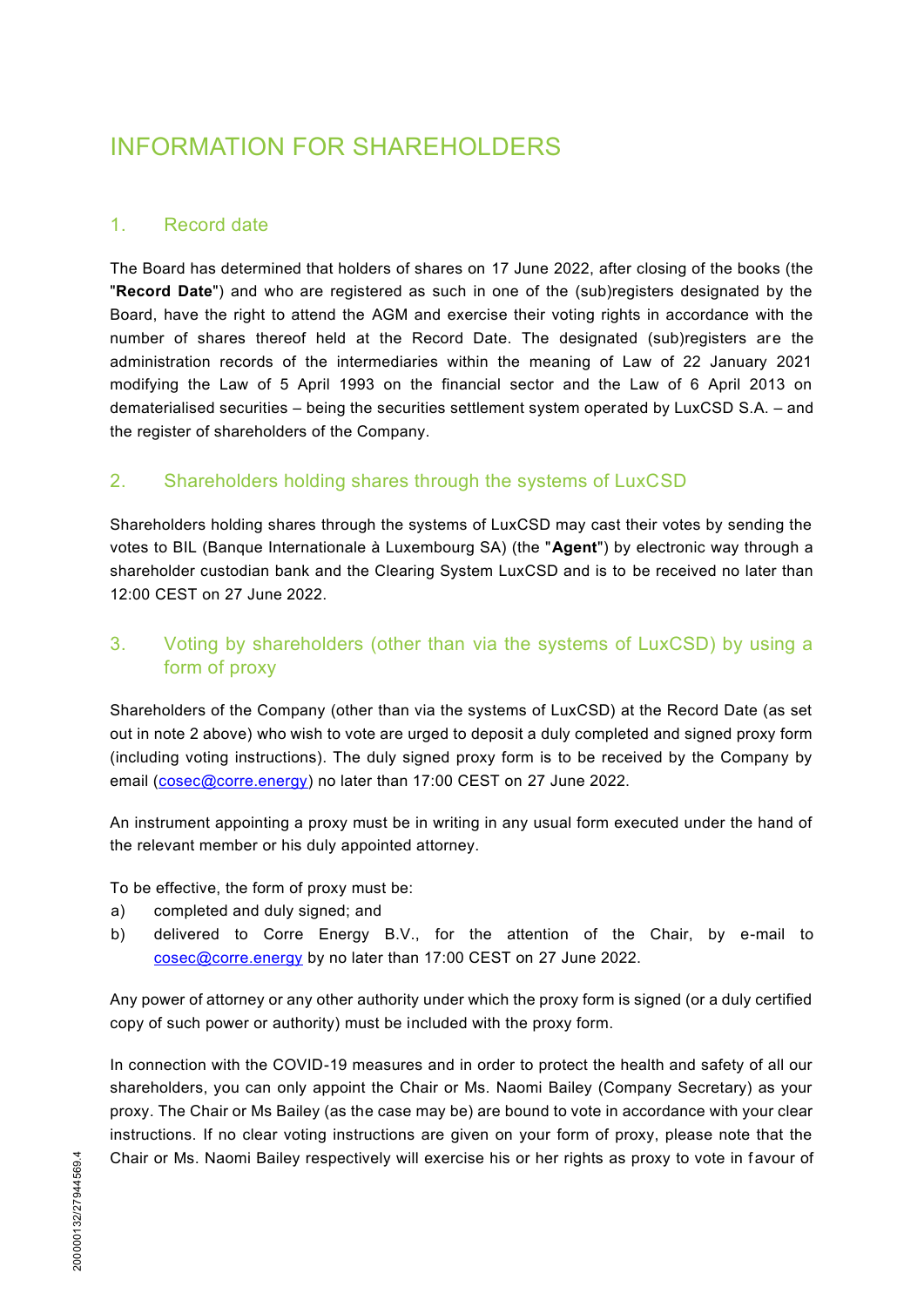# INFORMATION FOR SHAREHOLDERS

## 1. Record date

The Board has determined that holders of shares on 17 June 2022, after closing of the books (the "**Record Date**") and who are registered as such in one of the (sub)registers designated by the Board, have the right to attend the AGM and exercise their voting rights in accordance with the number of shares thereof held at the Record Date. The designated (sub)registers are the administration records of the intermediaries within the meaning of Law of 22 January 2021 modifying the Law of 5 April 1993 on the financial sector and the Law of 6 April 2013 on dematerialised securities – being the securities settlement system operated by LuxCSD S.A. – and the register of shareholders of the Company.

## 2. Shareholders holding shares through the systems of LuxCSD

Shareholders holding shares through the systems of LuxCSD may cast their votes by sending the votes to BIL (Banque Internationale à Luxembourg SA) (the "**Agent**") by electronic way through a shareholder custodian bank and the Clearing System LuxCSD and is to be received no later than 12:00 CEST on 27 June 2022.

## 3. Voting by shareholders (other than via the systems of LuxCSD) by using a form of proxy

Shareholders of the Company (other than via the systems of LuxCSD) at the Record Date (as set out in note 2 above) who wish to vote are urged to deposit a duly completed and signed proxy form (including voting instructions). The duly signed proxy form is to be received by the Company by email (cosec@corre.energy) no later than 17:00 CEST on 27 June 2022.

An instrument appointing a proxy must be in writing in any usual form executed under the hand of the relevant member or his duly appointed attorney.

To be effective, the form of proxy must be:

a) completed and duly signed; and
b) delivered to Corre Energy B.V., for the attention of the Chair, by e-mail to cosec@corre.energy by no later than 17:00 CEST on 27 June 2022.

Any power of attorney or any other authority under which the proxy form is signed (or a duly certified copy of such power or authority) must be included with the proxy form.

In connection with the COVID-19 measures and in order to protect the health and safety of all our shareholders, you can only appoint the Chair or Ms. Naomi Bailey (Company Secretary) as your proxy. The Chair or Ms Bailey (as the case may be) are bound to vote in accordance with your clear instructions. If no clear voting instructions are given on your form of proxy, please note that the Chair or Ms. Naomi Bailey respectively will exercise his or her rights as proxy to vote in favour of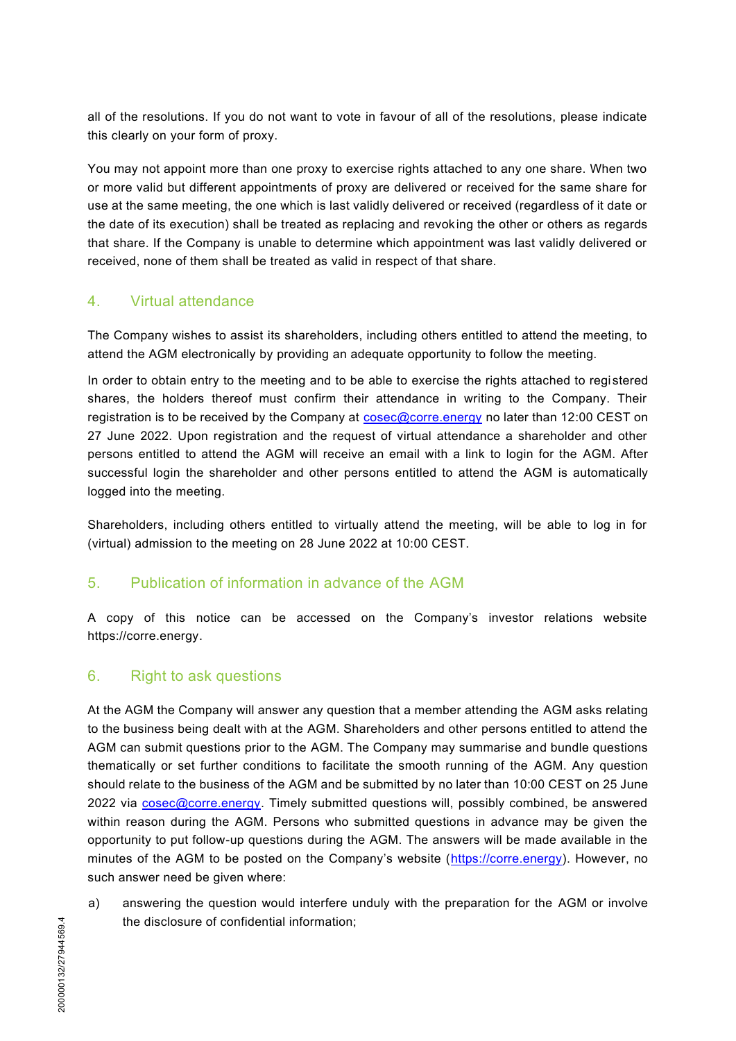all of the resolutions. If you do not want to vote in favour of all of the resolutions, please indicate this clearly on your form of proxy.

You may not appoint more than one proxy to exercise rights attached to any one share. When two or more valid but different appointments of proxy are delivered or received for the same share for use at the same meeting, the one which is last validly delivered or received (regardless of it date or the date of its execution) shall be treated as replacing and revoking the other or others as regards that share. If the Company is unable to determine which appointment was last validly delivered or received, none of them shall be treated as valid in respect of that share.

## 4. Virtual attendance

The Company wishes to assist its shareholders, including others entitled to attend the meeting, to attend the AGM electronically by providing an adequate opportunity to follow the meeting.

In order to obtain entry to the meeting and to be able to exercise the rights attached to registered shares, the holders thereof must confirm their attendance in writing to the Company. Their registration is to be received by the Company at cosec@corre.energy no later than 12:00 CEST on 27 June 2022. Upon registration and the request of virtual attendance a shareholder and other persons entitled to attend the AGM will receive an email with a link to login for the AGM. After successful login the shareholder and other persons entitled to attend the AGM is automatically logged into the meeting.

Shareholders, including others entitled to virtually attend the meeting, will be able to log in for (virtual) admission to the meeting on 28 June 2022 at 10:00 CEST.

## 5. Publication of information in advance of the AGM

A copy of this notice can be accessed on the Company's investor relations website https://corre.energy.

## 6. Right to ask questions

At the AGM the Company will answer any question that a member attending the AGM asks relating to the business being dealt with at the AGM. Shareholders and other persons entitled to attend the AGM can submit questions prior to the AGM. The Company may summarise and bundle questions thematically or set further conditions to facilitate the smooth running of the AGM. Any question should relate to the business of the AGM and be submitted by no later than 10:00 CEST on 25 June 2022 via cosec@corre.energy. Timely submitted questions will, possibly combined, be answered within reason during the AGM. Persons who submitted questions in advance may be given the opportunity to put follow-up questions during the AGM. The answers will be made available in the minutes of the AGM to be posted on the Company's website (https://corre.energy). However, no such answer need be given where:

a) answering the question would interfere unduly with the preparation for the AGM or involve the disclosure of confidential information;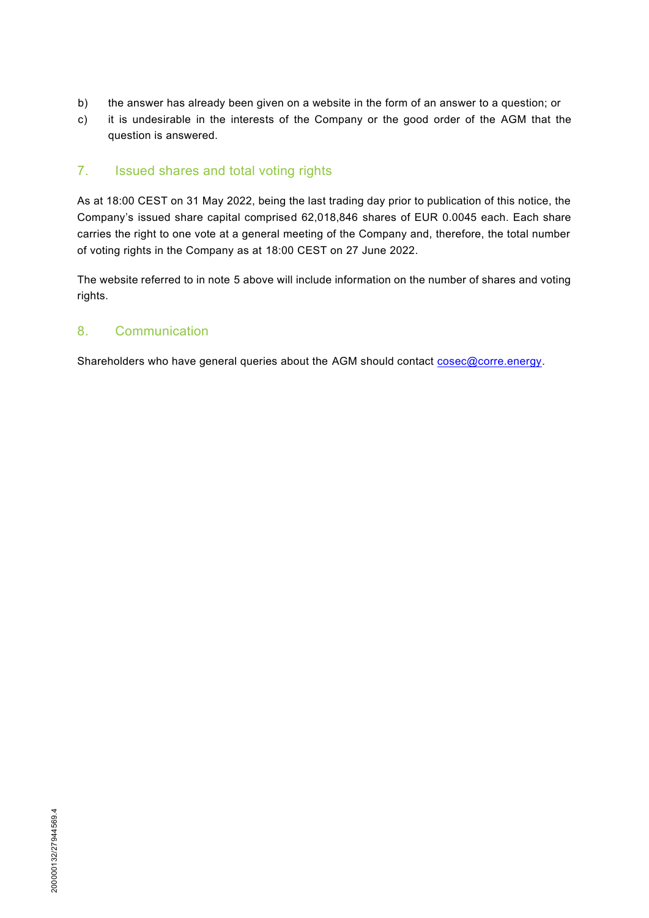b) the answer has already been given on a website in the form of an answer to a question; or

c) it is undesirable in the interests of the Company or the good order of the AGM that the question is answered.

## 7. Issued shares and total voting rights

As at 18:00 CEST on 31 May 2022, being the last trading day prior to publication of this notice, the Company's issued share capital comprised 62,018,846 shares of EUR 0.0045 each. Each share carries the right to one vote at a general meeting of the Company and, therefore, the total number of voting rights in the Company as at 18:00 CEST on 27 June 2022.

The website referred to in note 5 above will include information on the number of shares and voting rights.

## 8. Communication

Shareholders who have general queries about the AGM should contact cosec@corre.energy.

200000132/27944569.4